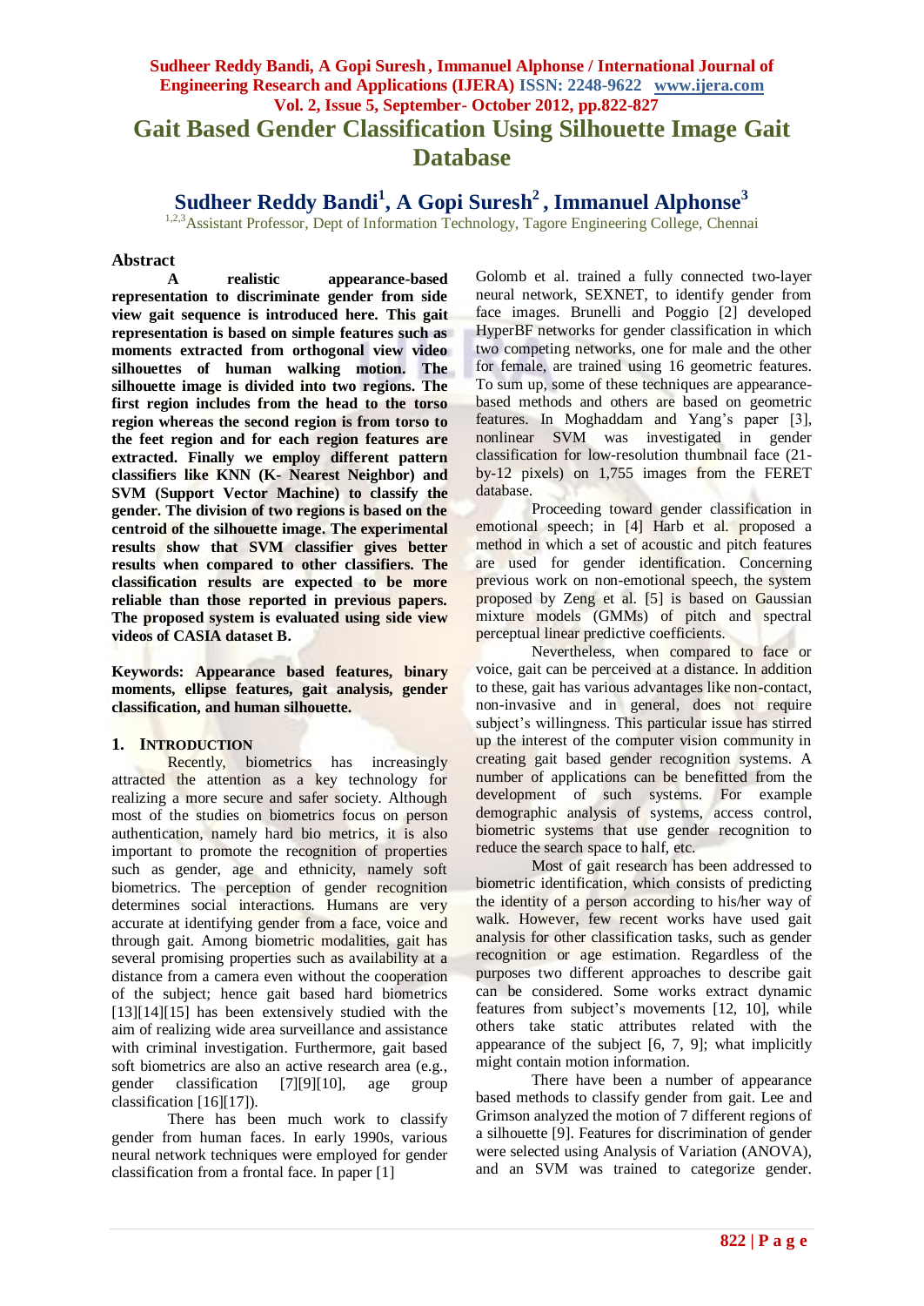# Gait Based Gender Classification Using Silhouette Image Gait Database

## Sudheer Reddy Bandi[1], A Gopi Suresh[2], Immanuel Alphonse[3]

[1,2,3]Assistant Professor, Dept of Information Technology, Tagore Engineering College, Chennai

### Abstract

**A realistic appearance-based representation to discriminate gender from side view gait sequence is introduced here. This gait representation is based on simple features such as moments extracted from orthogonal view video silhouettes of human walking motion. The silhouette image is divided into two regions. The first region includes from the head to the torso region whereas the second region is from torso to the feet region and for each region features are extracted. Finally we employ different pattern classifiers like KNN (K- Nearest Neighbor) and SVM (Support Vector Machine) to classify the gender. The division of two regions is based on the centroid of the silhouette image. The experimental results show that SVM classifier gives better results when compared to other classifiers. The classification results are expected to be more reliable than those reported in previous papers. The proposed system is evaluated using side view videos of CASIA dataset B.**

**Keywords: Appearance based features, binary moments, ellipse features, gait analysis, gender classification, and human silhouette.**

### 1. INTRODUCTION

Recently, biometrics has increasingly attracted the attention as a key technology for realizing a more secure and safer society. Although most of the studies on biometrics focus on person authentication, namely hard bio metrics, it is also important to promote the recognition of properties such as gender, age and ethnicity, namely soft biometrics. The perception of gender recognition determines social interactions. Humans are very accurate at identifying gender from a face, voice and through gait. Among biometric modalities, gait has several promising properties such as availability at a distance from a camera even without the cooperation of the subject; hence gait based hard biometrics [13][14][15] has been extensively studied with the aim of realizing wide area surveillance and assistance with criminal investigation. Furthermore, gait based soft biometrics are also an active research area (e.g., gender classification [7][9][10], age group classification [16][17]).

There has been much work to classify gender from human faces. In early 1990s, various neural network techniques were employed for gender classification from a frontal face. In paper [1] Golomb et al. trained a fully connected two-layer neural network, SEXNET, to identify gender from face images. Brunelli and Poggio [2] developed HyperBF networks for gender classification in which two competing networks, one for male and the other for female, are trained using 16 geometric features. To sum up, some of these techniques are appearance-based methods and others are based on geometric features. In Moghaddam and Yang's paper [3], nonlinear SVM was investigated in gender classification for low-resolution thumbnail face (21-by-12 pixels) on 1,755 images from the FERET database.

Proceeding toward gender classification in emotional speech; in [4] Harb et al. proposed a method in which a set of acoustic and pitch features are used for gender identification. Concerning previous work on non-emotional speech, the system proposed by Zeng et al. [5] is based on Gaussian mixture models (GMMs) of pitch and spectral perceptual linear predictive coefficients.

Nevertheless, when compared to face or voice, gait can be perceived at a distance. In addition to these, gait has various advantages like non-contact, non-invasive and in general, does not require subject's willingness. This particular issue has stirred up the interest of the computer vision community in creating gait based gender recognition systems. A number of applications can be benefitted from the development of such systems. For example demographic analysis of systems, access control, biometric systems that use gender recognition to reduce the search space to half, etc.

Most of gait research has been addressed to biometric identification, which consists of predicting the identity of a person according to his/her way of walk. However, few recent works have used gait analysis for other classification tasks, such as gender recognition or age estimation. Regardless of the purposes two different approaches to describe gait can be considered. Some works extract dynamic features from subject's movements [12, 10], while others take static attributes related with the appearance of the subject [6, 7, 9]; what implicitly might contain motion information.

There have been a number of appearance based methods to classify gender from gait. Lee and Grimson analyzed the motion of 7 different regions of a silhouette [9]. Features for discrimination of gender were selected using Analysis of Variation (ANOVA), and an SVM was trained to categorize gender.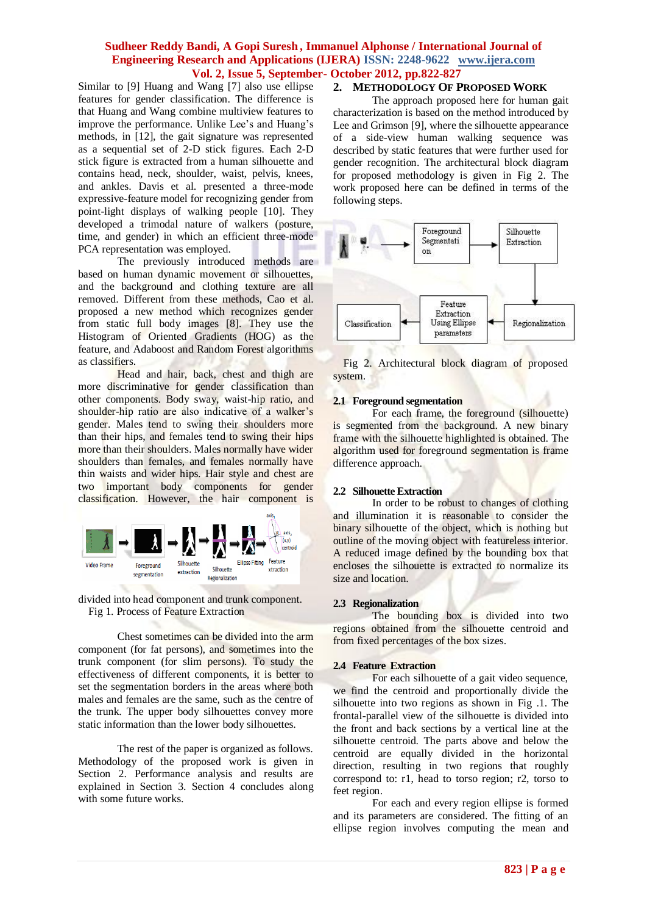Similar to [9] Huang and Wang [7] also use ellipse features for gender classification. The difference is that Huang and Wang combine multiview features to improve the performance. Unlike Lee's and Huang's methods, in [12], the gait signature was represented as a sequential set of 2-D stick figures. Each 2-D stick figure is extracted from a human silhouette and contains head, neck, shoulder, waist, pelvis, knees, and ankles. Davis et al. presented a three-mode expressive-feature model for recognizing gender from point-light displays of walking people [10]. They developed a trimodal nature of walkers (posture, time, and gender) in which an efficient three-mode PCA representation was employed.

The previously introduced methods are based on human dynamic movement or silhouettes, and the background and clothing texture are all removed. Different from these methods, Cao et al. proposed a new method which recognizes gender from static full body images [8]. They use the Histogram of Oriented Gradients (HOG) as the feature, and Adaboost and Random Forest algorithms as classifiers.

Head and hair, back, chest and thigh are more discriminative for gender classification than other components. Body sway, waist-hip ratio, and shoulder-hip ratio are also indicative of a walker's gender. Males tend to swing their shoulders more than their hips, and females tend to swing their hips more than their shoulders. Males normally have wider shoulders than females, and females normally have thin waists and wider hips. Hair style and chest are two important body components for gender classification. However, the hair component is divided into head component and trunk component.

Fig 1. Process of Feature Extraction

Chest sometimes can be divided into the arm component (for fat persons), and sometimes into the trunk component (for slim persons). To study the effectiveness of different components, it is better to set the segmentation borders in the areas where both males and females are the same, such as the centre of the trunk. The upper body silhouettes convey more static information than the lower body silhouettes.

The rest of the paper is organized as follows. Methodology of the proposed work is given in Section 2. Performance analysis and results are explained in Section 3. Section 4 concludes along with some future works.

## 2. Methodology Of Proposed Work

The approach proposed here for human gait characterization is based on the method introduced by Lee and Grimson [9], where the silhouette appearance of a side-view human walking sequence was described by static features that were further used for gender recognition. The architectural block diagram for proposed methodology is given in Fig 2. The work proposed here can be defined in terms of the following steps.

Fig 2. Architectural block diagram of proposed system.

### 2.1 Foreground segmentation

For each frame, the foreground (silhouette) is segmented from the background. A new binary frame with the silhouette highlighted is obtained. The algorithm used for foreground segmentation is frame difference approach.

### 2.2 Silhouette Extraction

In order to be robust to changes of clothing and illumination it is reasonable to consider the binary silhouette of the object, which is nothing but outline of the moving object with featureless interior. A reduced image defined by the bounding box that encloses the silhouette is extracted to normalize its size and location.

### 2.3 Regionalization

The bounding box is divided into two regions obtained from the silhouette centroid and from fixed percentages of the box sizes.

### 2.4 Feature Extraction

For each silhouette of a gait video sequence, we find the centroid and proportionally divide the silhouette into two regions as shown in Fig .1. The frontal-parallel view of the silhouette is divided into the front and back sections by a vertical line at the silhouette centroid. The parts above and below the centroid are equally divided in the horizontal direction, resulting in two regions that roughly correspond to: r1, head to torso region; r2, torso to feet region.

For each and every region ellipse is formed and its parameters are considered. The fitting of an ellipse region involves computing the mean and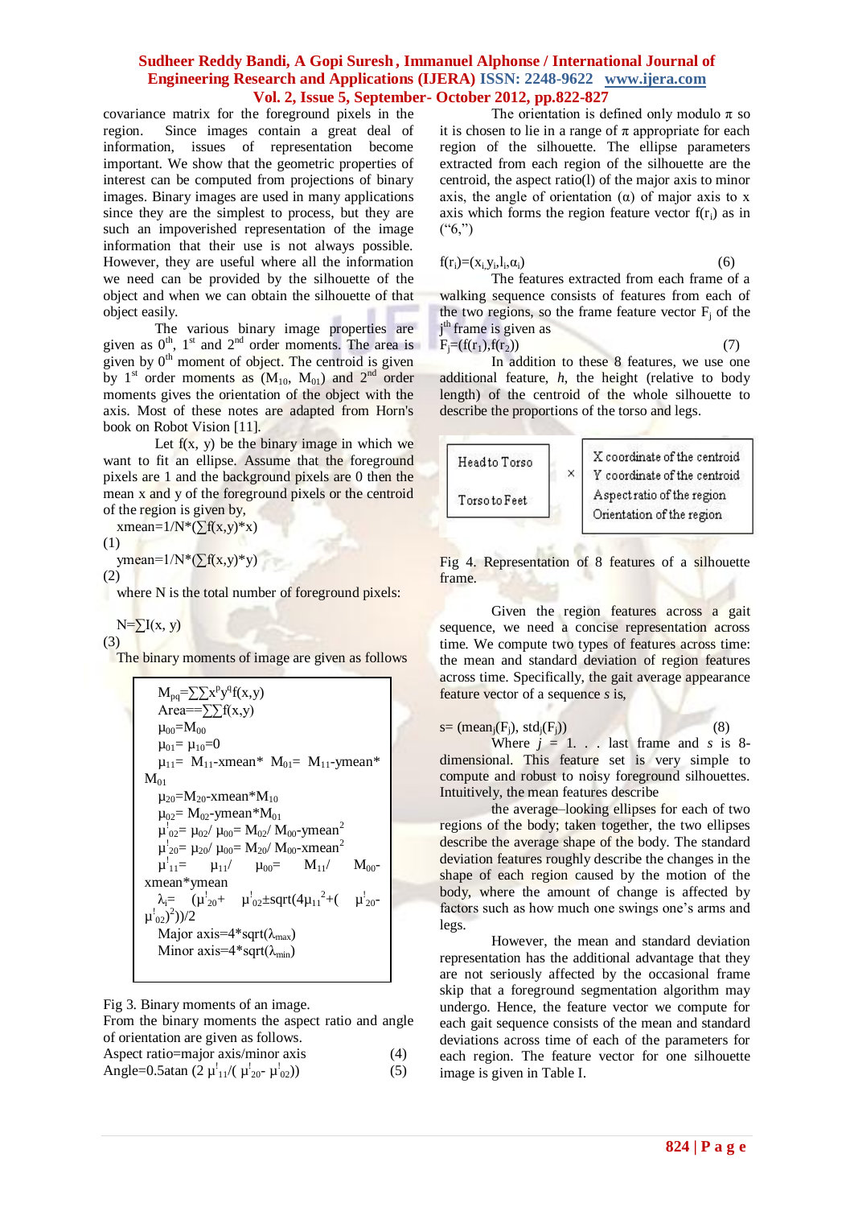covariance matrix for the foreground pixels in the region. Since images contain a great deal of information, issues of representation become important. We show that the geometric properties of interest can be computed from projections of binary images. Binary images are used in many applications since they are the simplest to process, but they are such an impoverished representation of the image information that their use is not always possible. However, they are useful where all the information we need can be provided by the silhouette of the object and when we can obtain the silhouette of that object easily.

The various binary image properties are given as $0^{th}$, $1^{st}$ and $2^{nd}$ order moments. The area is given by $0^{th}$ moment of object. The centroid is given by $1^{st}$ order moments as ($M_{10}$, $M_{01}$) and $2^{nd}$ order moments gives the orientation of the object with the axis. Most of these notes are adapted from Horn's book on Robot Vision [11].

Let f(x, y) be the binary image in which we want to fit an ellipse. Assume that the foreground pixels are 1 and the background pixels are 0 then the mean x and y of the foreground pixels or the centroid of the region is given by,

$$xmean=1/N*(\sum f(x,y)*x) \quad (1)$$

$$ymean=1/N*(\sum f(x,y)*y) \quad (2)$$

where N is the total number of foreground pixels:

$$N=\sum I(x, y) \quad (3)$$

The binary moments of image are given as follows

$M_{pq}=\sum\sum x^p y^q f(x,y)$
$Area==\sum\sum f(x,y)$
$\mu_{00}=M_{00}$
$\mu_{01}= \mu_{10}=0$
$\mu_{11}= M_{11}\text{-}xmean*M_{01}= M_{11}\text{-}ymean*M_{01}$
$\mu_{20}=M_{20}\text{-}xmean*M_{10}$
$\mu_{02}= M_{02}\text{-}ymean*M_{01}$
$\mu'_{02}= \mu_{02}/\mu_{00}= M_{02}/M_{00}\text{-}ymean^2$
$\mu'_{20}= \mu_{20}/\mu_{00}= M_{20}/M_{00}\text{-}xmean^2$
$\mu'_{11}= \mu_{11}/\mu_{00}= M_{11}/M_{00}\text{-}xmean*ymean$
$\lambda_i= (\mu'_{20}+\mu'_{02}\pm sqrt(4\mu_{11}{}^2+(\mu'_{20}\text{-}\mu'_{02})^2))/2$
$Major\ axis=4*sqrt(\lambda_{max})$
$Minor\ axis=4*sqrt(\lambda_{min})$

Fig 3. Binary moments of an image.

From the binary moments the aspect ratio and angle of orientation are given as follows.

$$Aspect\ ratio=major\ axis/minor\ axis \quad (4)$$

$$Angle=0.5atan\ (2\ \mu'_{11}/(\mu'_{20}\text{-}\ \mu'_{02})) \quad (5)$$

The orientation is defined only modulo $\pi$ so it is chosen to lie in a range of $\pi$ appropriate for each region of the silhouette. The ellipse parameters extracted from each region of the silhouette are the centroid, the aspect ratio(l) of the major axis to minor axis, the angle of orientation ($\alpha$) of major axis to x axis which forms the region feature vector $f(r_i)$ as in ("6,")

$$f(r_i)=(x_i,y_i,l_i,\alpha_i) \quad (6)$$

The features extracted from each frame of a walking sequence consists of features from each of the two regions, so the frame feature vector $F_j$ of the $j^{th}$ frame is given as

$$F_j=(f(r_1),f(r_2)) \quad (7)$$

In addition to these 8 features, we use one additional feature, *h*, the height (relative to body length) of the centroid of the whole silhouette to describe the proportions of the torso and legs.

| Head to Torso<br>Torso to Feet | × | X coordinate of the centroid<br>Y coordinate of the centroid<br>Aspect ratio of the region<br>Orientation of the region |
|---|---|---|

Fig 4. Representation of 8 features of a silhouette frame.

Given the region features across a gait sequence, we need a concise representation across time. We compute two types of features across time: the mean and standard deviation of region features across time. Specifically, the gait average appearance feature vector of a sequence *s* is,

$$s= (mean_j(F_j),\ std_j(F_j)) \quad (8)$$

Where $j = 1. . .$ last frame and *s* is 8-dimensional. This feature set is very simple to compute and robust to noisy foreground silhouettes. Intuitively, the mean features describe

the average–looking ellipses for each of two regions of the body; taken together, the two ellipses describe the average shape of the body. The standard deviation features roughly describe the changes in the shape of each region caused by the motion of the body, where the amount of change is affected by factors such as how much one swings one's arms and legs.

However, the mean and standard deviation representation has the additional advantage that they are not seriously affected by the occasional frame skip that a foreground segmentation algorithm may undergo. Hence, the feature vector we compute for each gait sequence consists of the mean and standard deviations across time of each of the parameters for each region. The feature vector for silhouette image is given in Table I.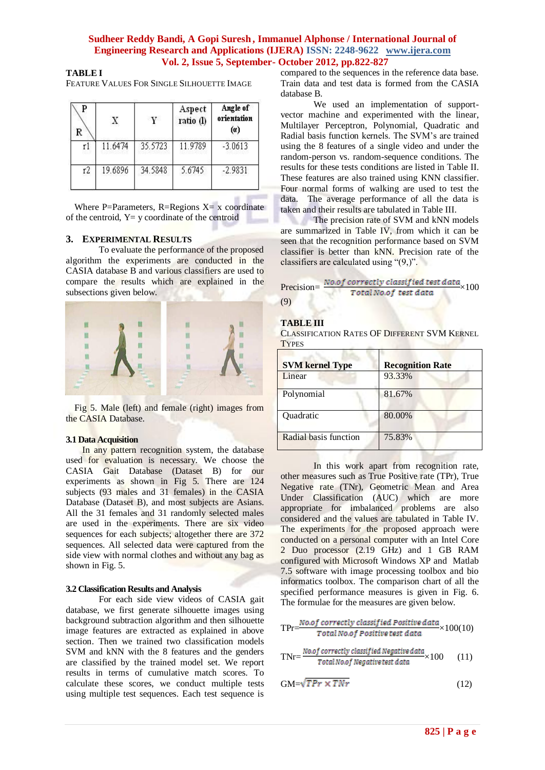**TABLE I**
FEATURE VALUES FOR SINGLE SILHOUETTE IMAGE

| P / R | X | Y | Aspect ratio (l) | Angle of orientation (α) |
|---|---|---|---|---|
| r1 | 11.6474 | 35.5723 | 11.9789 | -3.0613 |
| r2 | 19.6896 | 34.5848 | 5.6745 | -2.9831 |

Where P=Parameters, R=Regions X= x coordinate of the centroid, Y= y coordinate of the centroid

## 3. EXPERIMENTAL RESULTS

To evaluate the performance of the proposed algorithm the experiments are conducted in the CASIA database B and various classifiers are used to compare the results which are explained in the subsections given below.

Fig 5. Male (left) and female (right) images from the CASIA Database.

### 3.1 Data Acquisition

In any pattern recognition system, the database used for evaluation is necessary. We choose the CASIA Gait Database (Dataset B) for our experiments as shown in Fig 5. There are 124 subjects (93 males and 31 females) in the CASIA Database (Dataset B), and most subjects are Asians. All the 31 females and 31 randomly selected males are used in the experiments. There are six video sequences for each subjects; altogether there are 372 sequences. All selected data were captured from the side view with normal clothes and without any bag as shown in Fig. 5.

### 3.2 Classification Results and Analysis

For each side view videos of CASIA gait database, we first generate silhouette images using background subtraction algorithm and then silhouette image features are extracted as explained in above section. Then we trained two classification models SVM and kNN with the 8 features and the genders are classified by the trained model set. We report results in terms of cumulative match scores. To calculate these scores, we conduct multiple tests using multiple test sequences. Each test sequence is compared to the sequences in the reference data base. Train data and test data is formed from the CASIA database B.

We used an implementation of support-vector machine and experimented with the linear, Multilayer Perceptron, Polynomial, Quadratic and Radial basis function kernels. The SVM's are trained using the 8 features of a single video and under the random-person vs. random-sequence conditions. The results for these tests conditions are listed in Table II. These features are also trained using KNN classifier. Four normal forms of walking are used to test the data. The average performance of all the data is taken and their results are tabulated in Table III.

The precision rate of SVM and kNN models are summarized in Table IV, from which it can be seen that the recognition performance based on SVM classifier is better than kNN. Precision rate of the classifiers are calculated using "(9,)".

$$\text{Precision}=\frac{\text{No.of correctly classified test data}}{\text{Total No.of test data}}\times 100 \quad (9)$$

**TABLE III**
CLASSIFICATION RATES OF DIFFERENT SVM KERNEL TYPES

| SVM kernel Type | Recognition Rate |
|---|---|
| Linear | 93.33% |
| Polynomial | 81.67% |
| Quadratic | 80.00% |
| Radial basis function | 75.83% |

In this work apart from recognition rate, other measures such as True Positive rate (TPr), True Negative rate (TNr), Geometric Mean and Area Under Classification (AUC) which are more appropriate for imbalanced problems are also considered and the values are tabulated in Table IV. The experiments for the proposed approach were conducted on a personal computer with an Intel Core 2 Duo processor (2.19 GHz) and 1 GB RAM configured with Microsoft Windows XP and Matlab 7.5 software with image processing toolbox and bio informatics toolbox. The comparison chart of all the specified performance measures is given in Fig. 6. The formulae for the measures are given below.

$$\text{TPr}=\frac{\text{No.of correctly classified Positive data}}{\text{Total No.of Positive test data}}\times 100 \quad (10)$$

$$\text{TNr}=\frac{\text{No.of correctly classified Negative data}}{\text{Total No.of Negative test data}}\times 100 \quad (11)$$

$$\text{GM}=\sqrt{TPr \times TNr} \quad (12)$$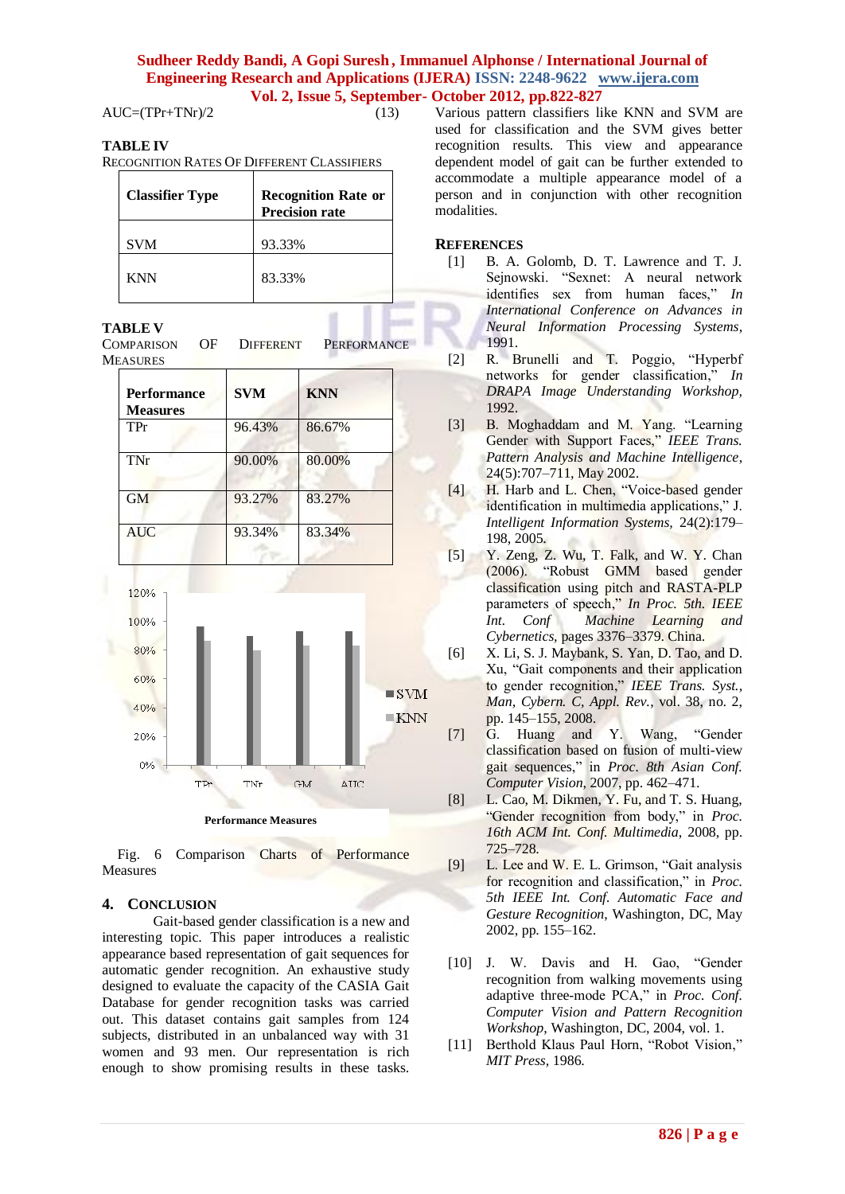$$AUC=(TPr+TNr)/2 \quad (13)$$

**TABLE IV**
RECOGNITION RATES OF DIFFERENT CLASSIFIERS

| Classifier Type | Recognition Rate or Precision rate |
|---|---|
| SVM | 93.33% |
| KNN | 83.33% |

**TABLE V**
COMPARISON OF DIFFERENT PERFORMANCE MEASURES

| Performance Measures | SVM | KNN |
|---|---|---|
| TPr | 96.43% | 86.67% |
| TNr | 90.00% | 80.00% |
| GM | 93.27% | 83.27% |
| AUC | 93.34% | 83.34% |

Fig. 6 Comparison Charts of Performance Measures

## 4. CONCLUSION

Gait-based gender classification is a new and interesting topic. This paper introduces a realistic appearance based representation of gait sequences for automatic gender recognition. An exhaustive study designed to evaluate the capacity of the CASIA Gait Database for gender recognition tasks was carried out. This dataset contains gait samples from 124 subjects, distributed in an unbalanced way with 31 women and 93 men. Our representation is rich enough to show promising results in these tasks. Various pattern classifiers like KNN and SVM are used for classification and the SVM gives better recognition results. This view and appearance dependent model of gait can be further extended to accommodate a multiple appearance model of a person and in conjunction with other recognition modalities.

## REFERENCES

[1] B. A. Golomb, D. T. Lawrence and T. J. Sejnowski. "Sexnet: A neural network identifies sex from human faces," *In International Conference on Advances in Neural Information Processing Systems*, 1991.

[2] R. Brunelli and T. Poggio, "Hyperbf networks for gender classification," *In DRAPA Image Understanding Workshop*, 1992.

[3] B. Moghaddam and M. Yang. "Learning Gender with Support Faces," *IEEE Trans. Pattern Analysis and Machine Intelligence*, 24(5):707–711, May 2002.

[4] H. Harb and L. Chen, "Voice-based gender identification in multimedia applications," J. *Intelligent Information Systems*, 24(2):179–198, 2005.

[5] Y. Zeng, Z. Wu, T. Falk, and W. Y. Chan (2006). "Robust GMM based gender classification using pitch and RASTA-PLP parameters of speech," *In Proc. 5th. IEEE Int. Conf Machine Learning and Cybernetics*, pages 3376–3379. China.

[6] X. Li, S. J. Maybank, S. Yan, D. Tao, and D. Xu, "Gait components and their application to gender recognition," *IEEE Trans. Syst., Man, Cybern. C, Appl. Rev.*, vol. 38, no. 2, pp. 145–155, 2008.

[7] G. Huang and Y. Wang, "Gender classification based on fusion of multi-view gait sequences," in *Proc. 8th Asian Conf. Computer Vision*, 2007, pp. 462–471.

[8] L. Cao, M. Dikmen, Y. Fu, and T. S. Huang, "Gender recognition from body," in *Proc. 16th ACM Int. Conf. Multimedia*, 2008, pp. 725–728.

[9] L. Lee and W. E. L. Grimson, "Gait analysis for recognition and classification," in *Proc. 5th IEEE Int. Conf. Automatic Face and Gesture Recognition*, Washington, DC, May 2002, pp. 155–162.

[10] J. W. Davis and H. Gao, "Gender recognition from walking movements using adaptive three-mode PCA," in *Proc. Conf. Computer Vision and Pattern Recognition Workshop*, Washington, DC, 2004, vol. 1.

[11] Berthold Klaus Paul Horn, "Robot Vision," *MIT Press*, 1986.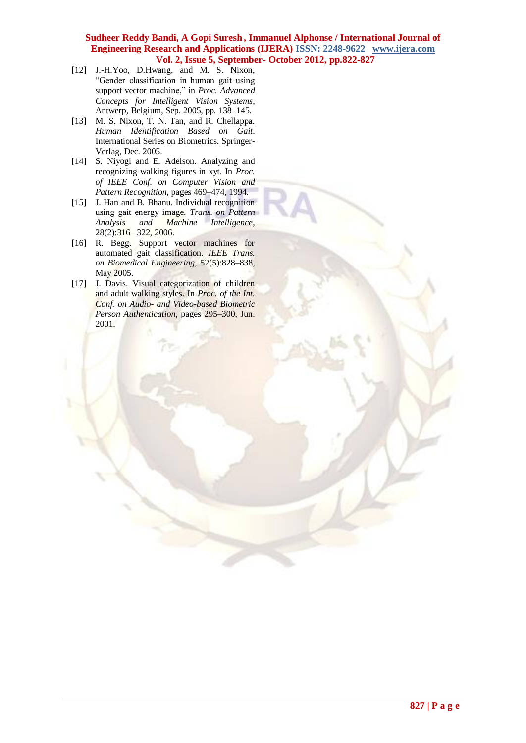[12] J.-H.Yoo, D.Hwang, and M. S. Nixon, "Gender classification in human gait using support vector machine," in *Proc. Advanced Concepts for Intelligent Vision Systems*, Antwerp, Belgium, Sep. 2005, pp. 138–145.

[13] M. S. Nixon, T. N. Tan, and R. Chellappa. *Human Identification Based on Gait*. International Series on Biometrics. Springer-Verlag, Dec. 2005.

[14] S. Niyogi and E. Adelson. Analyzing and recognizing walking figures in xyt. In *Proc. of IEEE Conf. on Computer Vision and Pattern Recognition*, pages 469–474, 1994.

[15] J. Han and B. Bhanu. Individual recognition using gait energy image. *Trans. on Pattern Analysis and Machine Intelligence*, 28(2):316– 322, 2006.

[16] R. Begg. Support vector machines for automated gait classification. *IEEE Trans. on Biomedical Engineering*, 52(5):828–838, May 2005.

[17] J. Davis. Visual categorization of children and adult walking styles. In *Proc. of the Int. Conf. on Audio- and Video-based Biometric Person Authentication*, pages 295–300, Jun. 2001.